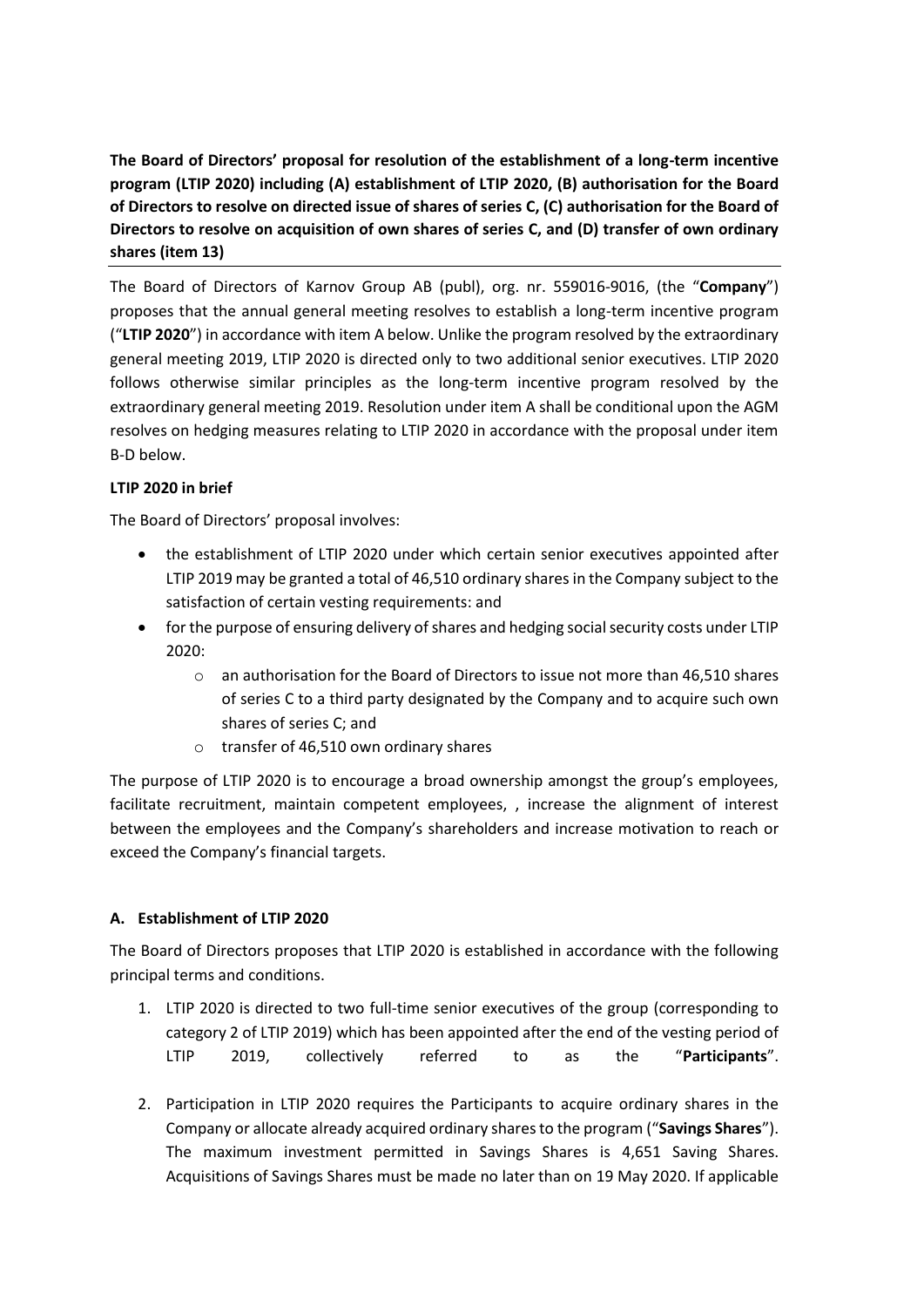**The Board of Directors' proposal for resolution of the establishment of a long-term incentive program (LTIP 2020) including (A) establishment of LTIP 2020, (B) authorisation for the Board of Directors to resolve on directed issue of shares of series C, (C) authorisation for the Board of Directors to resolve on acquisition of own shares of series C, and (D) transfer of own ordinary shares (item 13)**

The Board of Directors of Karnov Group AB (publ), org. nr. 559016-9016, (the "**Company**") proposes that the annual general meeting resolves to establish a long-term incentive program ("**LTIP 2020**") in accordance with item A below. Unlike the program resolved by the extraordinary general meeting 2019, LTIP 2020 is directed only to two additional senior executives. LTIP 2020 follows otherwise similar principles as the long-term incentive program resolved by the extraordinary general meeting 2019. Resolution under item A shall be conditional upon the AGM resolves on hedging measures relating to LTIP 2020 in accordance with the proposal under item B-D below.

**LTIP 2020 in brief**

The Board of Directors' proposal involves:

- the establishment of LTIP 2020 under which certain senior executives appointed after LTIP 2019 may be granted a total of 46,510 ordinary shares in the Company subject to the satisfaction of certain vesting requirements: and
- for the purpose of ensuring delivery of shares and hedging social security costs under LTIP 2020:
    - an authorisation for the Board of Directors to issue not more than 46,510 shares of series C to a third party designated by the Company and to acquire such own shares of series C; and
    - transfer of 46,510 own ordinary shares

The purpose of LTIP 2020 is to encourage a broad ownership amongst the group's employees, facilitate recruitment, maintain competent employees, , increase the alignment of interest between the employees and the Company's shareholders and increase motivation to reach or exceed the Company's financial targets.

**A. Establishment of LTIP 2020**

The Board of Directors proposes that LTIP 2020 is established in accordance with the following principal terms and conditions.

1. LTIP 2020 is directed to two full-time senior executives of the group (corresponding to category 2 of LTIP 2019) which has been appointed after the end of the vesting period of LTIP 2019, collectively referred to as the "**Participants**".

2. Participation in LTIP 2020 requires the Participants to acquire ordinary shares in the Company or allocate already acquired ordinary shares to the program ("**Savings Shares**"). The maximum investment permitted in Savings Shares is 4,651 Saving Shares. Acquisitions of Savings Shares must be made no later than on 19 May 2020. If applicable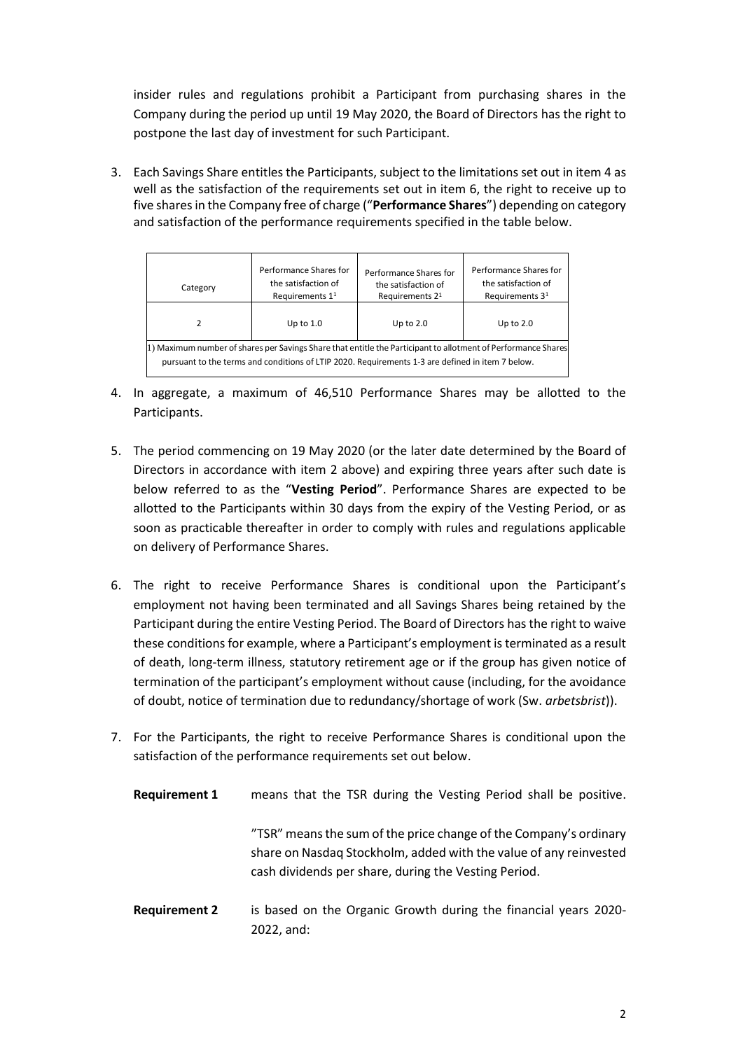insider rules and regulations prohibit a Participant from purchasing shares in the Company during the period up until 19 May 2020, the Board of Directors has the right to postpone the last day of investment for such Participant.

3. Each Savings Share entitles the Participants, subject to the limitations set out in item 4 as well as the satisfaction of the requirements set out in item 6, the right to receive up to five shares in the Company free of charge ("**Performance Shares**") depending on category and satisfaction of the performance requirements specified in the table below.

| Category | Performance Shares for the satisfaction of Requirements 1[1] | Performance Shares for the satisfaction of Requirements 2[1] | Performance Shares for the satisfaction of Requirements 3[1] |
|---|---|---|---|
| 2 | Up to 1.0 | Up to 2.0 | Up to 2.0 |

1) Maximum number of shares per Savings Share that entitle the Participant to allotment of Performance Shares pursuant to the terms and conditions of LTIP 2020. Requirements 1-3 are defined in item 7 below.

4. In aggregate, a maximum of 46,510 Performance Shares may be allotted to the Participants.

5. The period commencing on 19 May 2020 (or the later date determined by the Board of Directors in accordance with item 2 above) and expiring three years after such date is below referred to as the "**Vesting Period**". Performance Shares are expected to be allotted to the Participants within 30 days from the expiry of the Vesting Period, or as soon as practicable thereafter in order to comply with rules and regulations applicable on delivery of Performance Shares.

6. The right to receive Performance Shares is conditional upon the Participant's employment not having been terminated and all Savings Shares being retained by the Participant during the entire Vesting Period. The Board of Directors has the right to waive these conditions for example, where a Participant's employment is terminated as a result of death, long-term illness, statutory retirement age or if the group has given notice of termination of the participant's employment without cause (including, for the avoidance of doubt, notice of termination due to redundancy/shortage of work (Sw. *arbetsbrist*)).

7. For the Participants, the right to receive Performance Shares is conditional upon the satisfaction of the performance requirements set out below.

**Requirement 1** means that the TSR during the Vesting Period shall be positive.

"TSR" means the sum of the price change of the Company's ordinary share on Nasdaq Stockholm, added with the value of any reinvested cash dividends per share, during the Vesting Period.

**Requirement 2** is based on the Organic Growth during the financial years 2020-2022, and: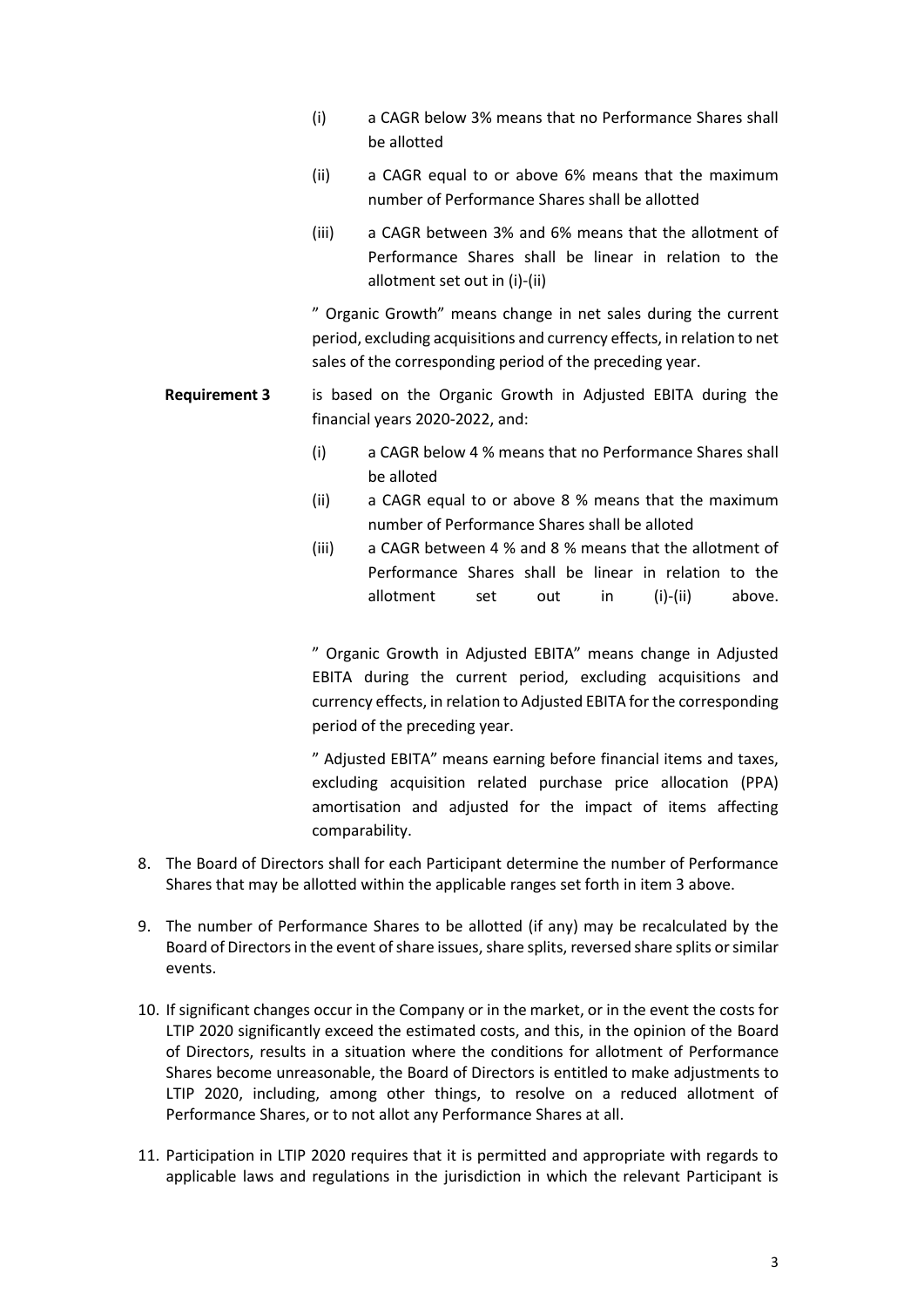(i) a CAGR below 3% means that no Performance Shares shall be allotted

(ii) a CAGR equal to or above 6% means that the maximum number of Performance Shares shall be allotted

(iii) a CAGR between 3% and 6% means that the allotment of Performance Shares shall be linear in relation to the allotment set out in (i)-(ii)

" Organic Growth" means change in net sales during the current period, excluding acquisitions and currency effects, in relation to net sales of the corresponding period of the preceding year.

**Requirement 3** is based on the Organic Growth in Adjusted EBITA during the financial years 2020-2022, and:

(i) a CAGR below 4 % means that no Performance Shares shall be alloted

(ii) a CAGR equal to or above 8 % means that the maximum number of Performance Shares shall be alloted

(iii) a CAGR between 4 % and 8 % means that the allotment of Performance Shares shall be linear in relation to the allotment set out in (i)-(ii) above.

" Organic Growth in Adjusted EBITA" means change in Adjusted EBITA during the current period, excluding acquisitions and currency effects, in relation to Adjusted EBITA for the corresponding period of the preceding year.

" Adjusted EBITA" means earning before financial items and taxes, excluding acquisition related purchase price allocation (PPA) amortisation and adjusted for the impact of items affecting comparability.

8. The Board of Directors shall for each Participant determine the number of Performance Shares that may be allotted within the applicable ranges set forth in item 3 above.

9. The number of Performance Shares to be allotted (if any) may be recalculated by the Board of Directors in the event of share issues, share splits, reversed share splits or similar events.

10. If significant changes occur in the Company or in the market, or in the event the costs for LTIP 2020 significantly exceed the estimated costs, and this, in the opinion of the Board of Directors, results in a situation where the conditions for allotment of Performance Shares become unreasonable, the Board of Directors is entitled to make adjustments to LTIP 2020, including, among other things, to resolve on a reduced allotment of Performance Shares, or to not allot any Performance Shares at all.

11. Participation in LTIP 2020 requires that it is permitted and appropriate with regards to applicable laws and regulations in the jurisdiction in which the relevant Participant is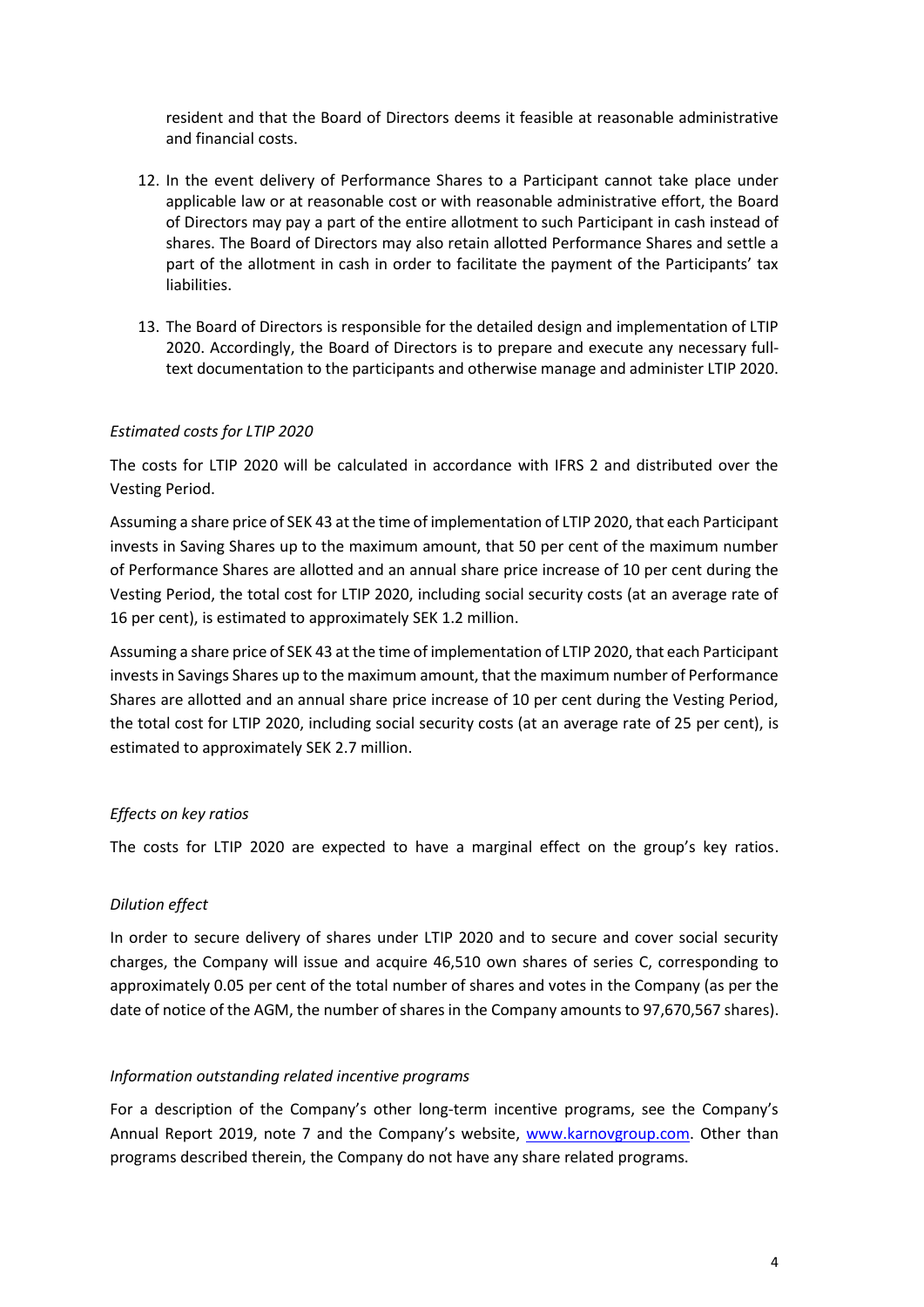resident and that the Board of Directors deems it feasible at reasonable administrative and financial costs.

12. In the event delivery of Performance Shares to a Participant cannot take place under applicable law or at reasonable cost or with reasonable administrative effort, the Board of Directors may pay a part of the entire allotment to such Participant in cash instead of shares. The Board of Directors may also retain allotted Performance Shares and settle a part of the allotment in cash in order to facilitate the payment of the Participants' tax liabilities.

13. The Board of Directors is responsible for the detailed design and implementation of LTIP 2020. Accordingly, the Board of Directors is to prepare and execute any necessary full-text documentation to the participants and otherwise manage and administer LTIP 2020.

*Estimated costs for LTIP 2020*

The costs for LTIP 2020 will be calculated in accordance with IFRS 2 and distributed over the Vesting Period.

Assuming a share price of SEK 43 at the time of implementation of LTIP 2020, that each Participant invests in Saving Shares up to the maximum amount, that 50 per cent of the maximum number of Performance Shares are allotted and an annual share price increase of 10 per cent during the Vesting Period, the total cost for LTIP 2020, including social security costs (at an average rate of 16 per cent), is estimated to approximately SEK 1.2 million.

Assuming a share price of SEK 43 at the time of implementation of LTIP 2020, that each Participant invests in Savings Shares up to the maximum amount, that the maximum number of Performance Shares are allotted and an annual share price increase of 10 per cent during the Vesting Period, the total cost for LTIP 2020, including social security costs (at an average rate of 25 per cent), is estimated to approximately SEK 2.7 million.

*Effects on key ratios*

The costs for LTIP 2020 are expected to have a marginal effect on the group's key ratios.

*Dilution effect*

In order to secure delivery of shares under LTIP 2020 and to secure and cover social security charges, the Company will issue and acquire 46,510 own shares of series C, corresponding to approximately 0.05 per cent of the total number of shares and votes in the Company (as per the date of notice of the AGM, the number of shares in the Company amounts to 97,670,567 shares).

*Information outstanding related incentive programs*

For a description of the Company's other long-term incentive programs, see the Company's Annual Report 2019, note 7 and the Company's website, www.karnovgroup.com. Other than programs described therein, the Company do not have any share related programs.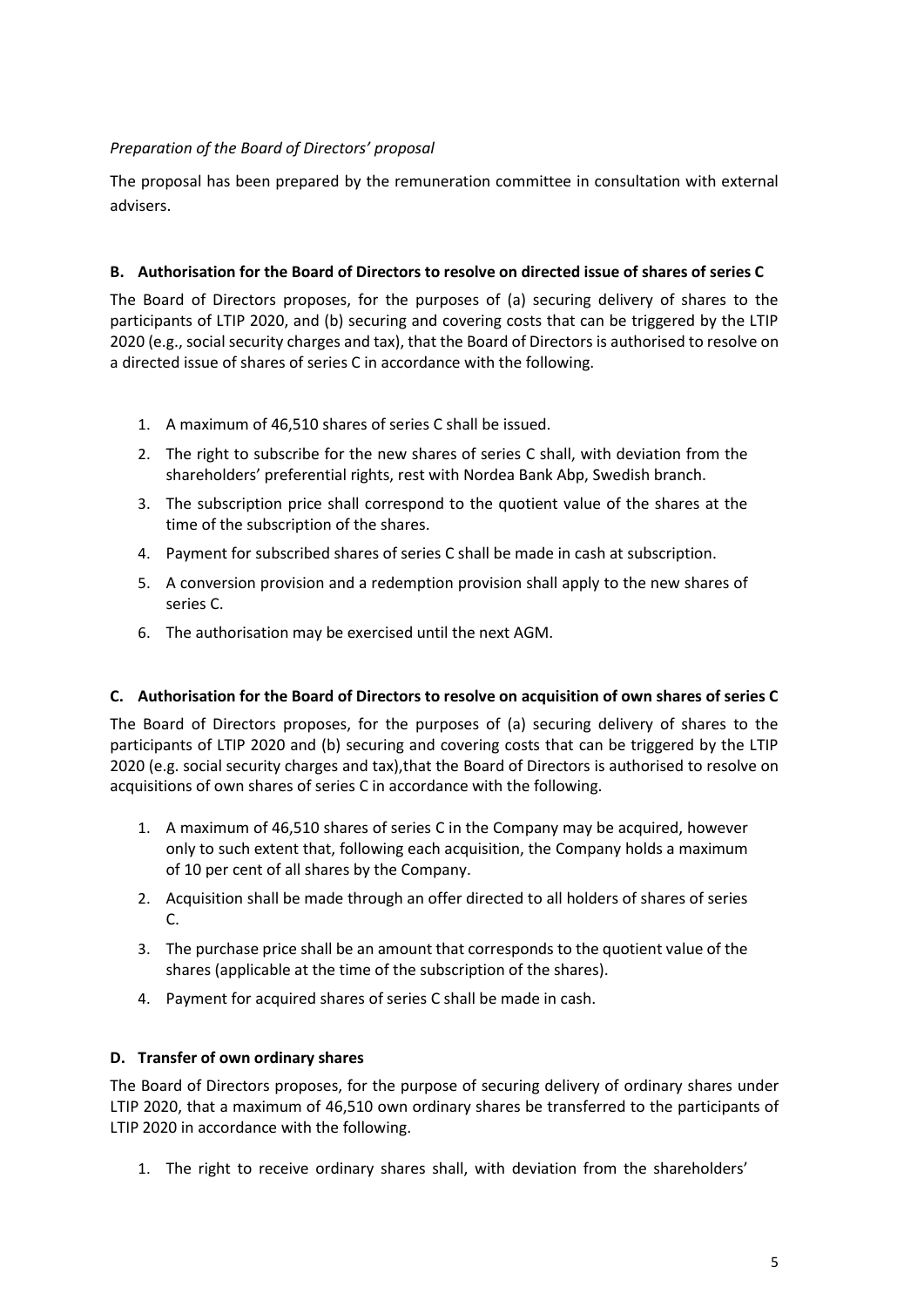*Preparation of the Board of Directors' proposal*

The proposal has been prepared by the remuneration committee in consultation with external advisers.

### B. Authorisation for the Board of Directors to resolve on directed issue of shares of series C

The Board of Directors proposes, for the purposes of (a) securing delivery of shares to the participants of LTIP 2020, and (b) securing and covering costs that can be triggered by the LTIP 2020 (e.g., social security charges and tax), that the Board of Directors is authorised to resolve on a directed issue of shares of series C in accordance with the following.

1. A maximum of 46,510 shares of series C shall be issued.
2. The right to subscribe for the new shares of series C shall, with deviation from the shareholders' preferential rights, rest with Nordea Bank Abp, Swedish branch.
3. The subscription price shall correspond to the quotient value of the shares at the time of the subscription of the shares.
4. Payment for subscribed shares of series C shall be made in cash at subscription.
5. A conversion provision and a redemption provision shall apply to the new shares of series C.
6. The authorisation may be exercised until the next AGM.

### C. Authorisation for the Board of Directors to resolve on acquisition of own shares of series C

The Board of Directors proposes, for the purposes of (a) securing delivery of shares to the participants of LTIP 2020 and (b) securing and covering costs that can be triggered by the LTIP 2020 (e.g. social security charges and tax),that the Board of Directors is authorised to resolve on acquisitions of own shares of series C in accordance with the following.

1. A maximum of 46,510 shares of series C in the Company may be acquired, however only to such extent that, following each acquisition, the Company holds a maximum of 10 per cent of all shares by the Company.
2. Acquisition shall be made through an offer directed to all holders of shares of series C.
3. The purchase price shall be an amount that corresponds to the quotient value of the shares (applicable at the time of the subscription of the shares).
4. Payment for acquired shares of series C shall be made in cash.

### D. Transfer of own ordinary shares

The Board of Directors proposes, for the purpose of securing delivery of ordinary shares under LTIP 2020, that a maximum of 46,510 own ordinary shares be transferred to the participants of LTIP 2020 in accordance with the following.

1. The right to receive ordinary shares shall, with deviation from the shareholders'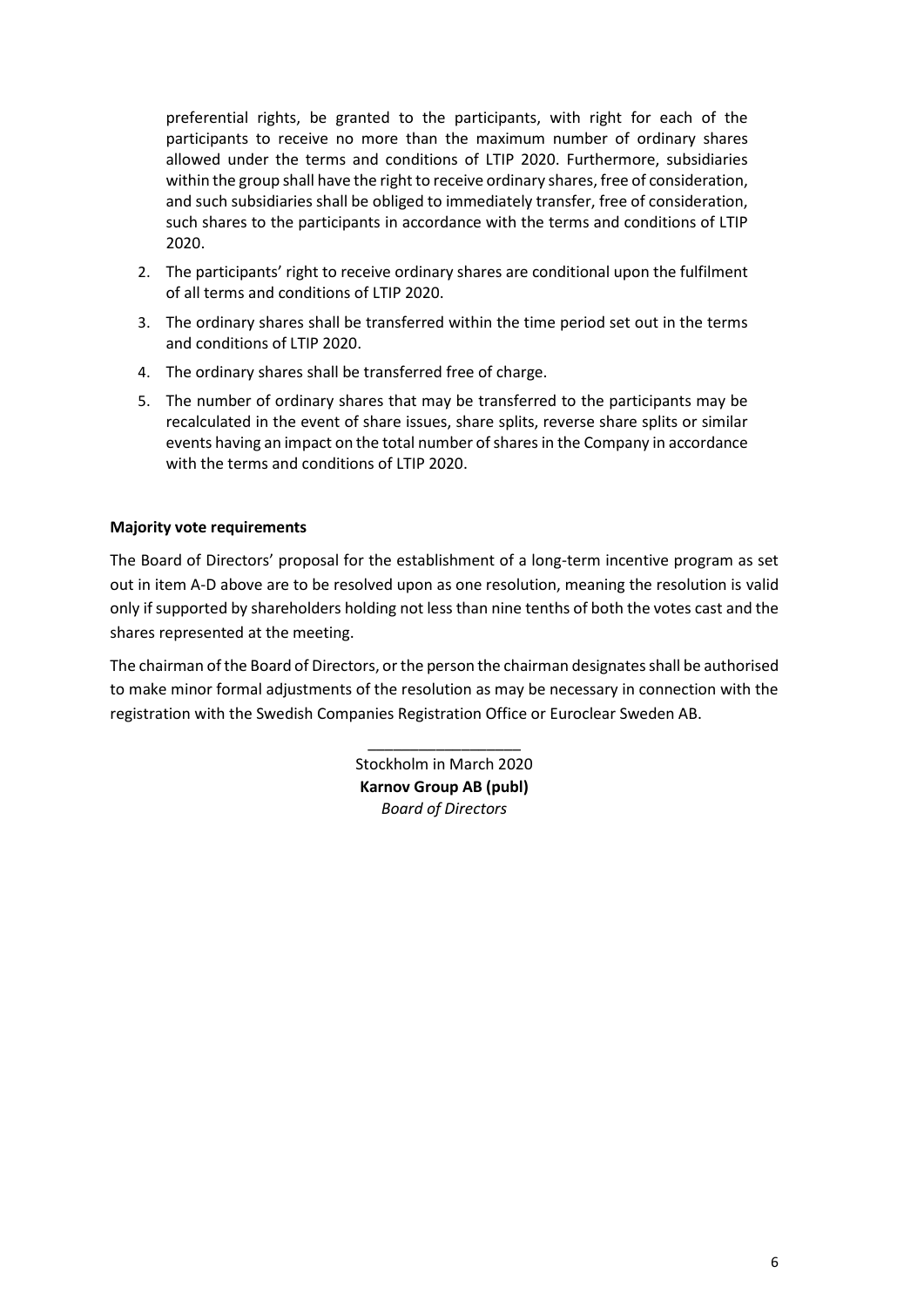preferential rights, be granted to the participants, with right for each of the participants to receive no more than the maximum number of ordinary shares allowed under the terms and conditions of LTIP 2020. Furthermore, subsidiaries within the group shall have the right to receive ordinary shares, free of consideration, and such subsidiaries shall be obliged to immediately transfer, free of consideration, such shares to the participants in accordance with the terms and conditions of LTIP 2020.

2. The participants' right to receive ordinary shares are conditional upon the fulfilment of all terms and conditions of LTIP 2020.
3. The ordinary shares shall be transferred within the time period set out in the terms and conditions of LTIP 2020.
4. The ordinary shares shall be transferred free of charge.
5. The number of ordinary shares that may be transferred to the participants may be recalculated in the event of share issues, share splits, reverse share splits or similar events having an impact on the total number of shares in the Company in accordance with the terms and conditions of LTIP 2020.

**Majority vote requirements**

The Board of Directors' proposal for the establishment of a long-term incentive program as set out in item A-D above are to be resolved upon as one resolution, meaning the resolution is valid only if supported by shareholders holding not less than nine tenths of both the votes cast and the shares represented at the meeting.

The chairman of the Board of Directors, or the person the chairman designates shall be authorised to make minor formal adjustments of the resolution as may be necessary in connection with the registration with the Swedish Companies Registration Office or Euroclear Sweden AB.

\_\_\_\_\_\_\_\_\_\_\_\_\_\_\_\_\_\_

Stockholm in March 2020

**Karnov Group AB (publ)**

*Board of Directors*